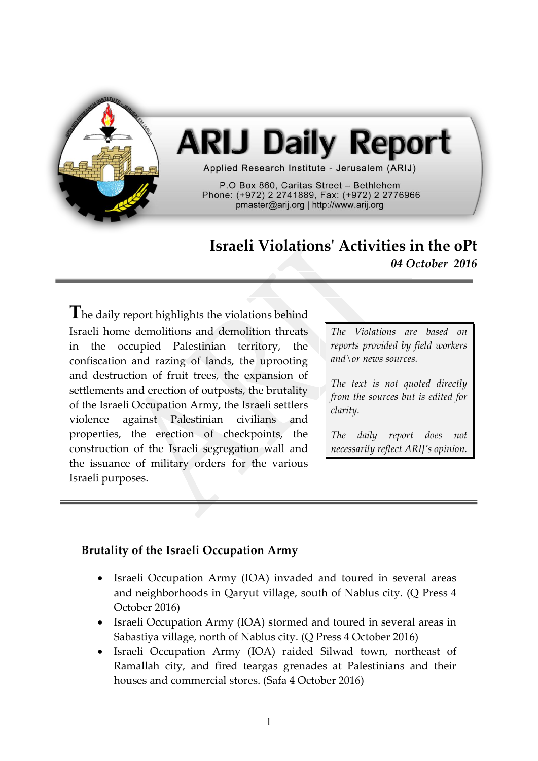# ARIJ Daily Report

Applied Research Institute - Jerusalem (ARIJ)

P.O Box 860, Caritas Street – Bethlehem
Phone: (+972) 2 2741889, Fax: (+972) 2 2776966
pmaster@arij.org | http://www.arij.org

## Israeli Violations' Activities in the oPt

*04 October 2016*

The daily report highlights the violations behind Israeli home demolitions and demolition threats in the occupied Palestinian territory, the confiscation and razing of lands, the uprooting and destruction of fruit trees, the expansion of settlements and erection of outposts, the brutality of the Israeli Occupation Army, the Israeli settlers violence against Palestinian civilians and properties, the erection of checkpoints, the construction of the Israeli segregation wall and the issuance of military orders for the various Israeli purposes.

*The Violations are based on reports provided by field workers and\or news sources.*

*The text is not quoted directly from the sources but is edited for clarity.*

*The daily report does not necessarily reflect ARIJ's opinion.*

### Brutality of the Israeli Occupation Army

- Israeli Occupation Army (IOA) invaded and toured in several areas and neighborhoods in Qaryut village, south of Nablus city. (Q Press 4 October 2016)
- Israeli Occupation Army (IOA) stormed and toured in several areas in Sabastiya village, north of Nablus city. (Q Press 4 October 2016)
- Israeli Occupation Army (IOA) raided Silwad town, northeast of Ramallah city, and fired teargas grenades at Palestinians and their houses and commercial stores. (Safa 4 October 2016)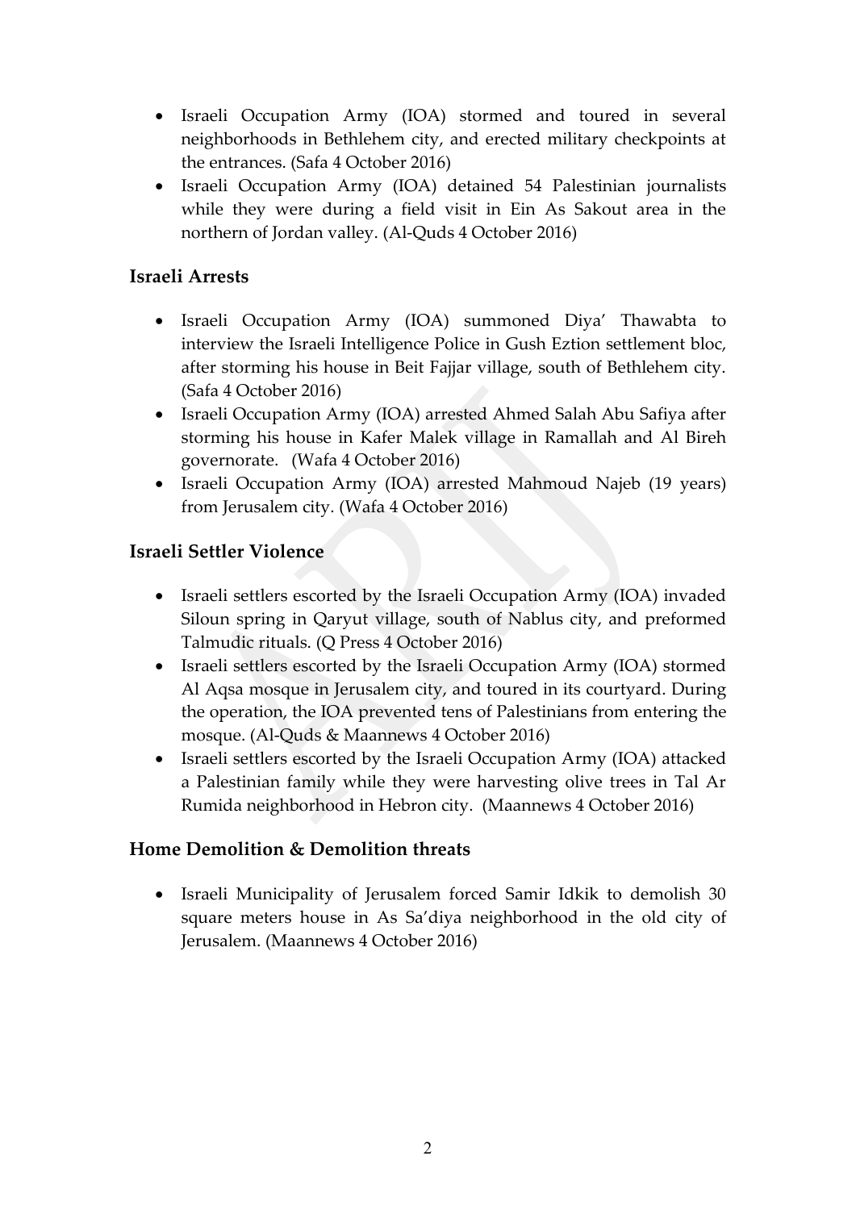- Israeli Occupation Army (IOA) stormed and toured in several neighborhoods in Bethlehem city, and erected military checkpoints at the entrances. (Safa 4 October 2016)
- Israeli Occupation Army (IOA) detained 54 Palestinian journalists while they were during a field visit in Ein As Sakout area in the northern of Jordan valley. (Al-Quds 4 October 2016)

### Israeli Arrests

- Israeli Occupation Army (IOA) summoned Diya' Thawabta to interview the Israeli Intelligence Police in Gush Eztion settlement bloc, after storming his house in Beit Fajjar village, south of Bethlehem city. (Safa 4 October 2016)
- Israeli Occupation Army (IOA) arrested Ahmed Salah Abu Safiya after storming his house in Kafer Malek village in Ramallah and Al Bireh governorate. (Wafa 4 October 2016)
- Israeli Occupation Army (IOA) arrested Mahmoud Najeb (19 years) from Jerusalem city. (Wafa 4 October 2016)

### Israeli Settler Violence

- Israeli settlers escorted by the Israeli Occupation Army (IOA) invaded Siloun spring in Qaryut village, south of Nablus city, and preformed Talmudic rituals. (Q Press 4 October 2016)
- Israeli settlers escorted by the Israeli Occupation Army (IOA) stormed Al Aqsa mosque in Jerusalem city, and toured in its courtyard. During the operation, the IOA prevented tens of Palestinians from entering the mosque. (Al-Quds & Maannews 4 October 2016)
- Israeli settlers escorted by the Israeli Occupation Army (IOA) attacked a Palestinian family while they were harvesting olive trees in Tal Ar Rumida neighborhood in Hebron city. (Maannews 4 October 2016)

### Home Demolition & Demolition threats

- Israeli Municipality of Jerusalem forced Samir Idkik to demolish 30 square meters house in As Sa'diya neighborhood in the old city of Jerusalem. (Maannews 4 October 2016)